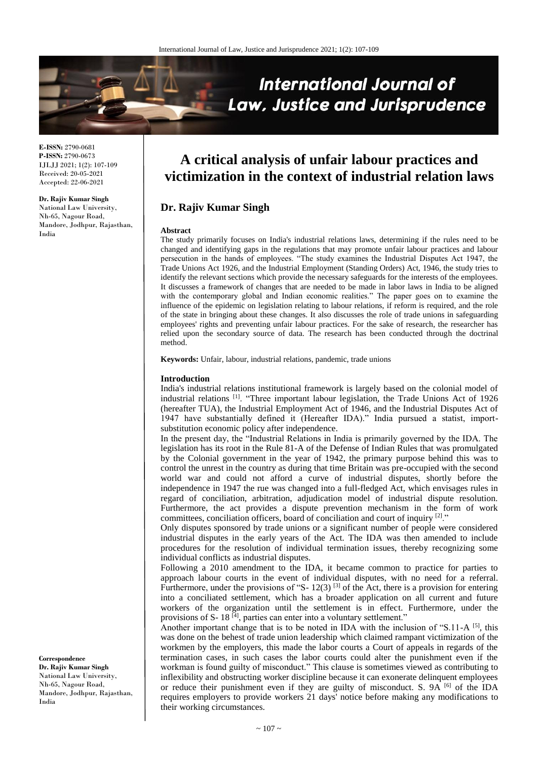**E-ISSN:** 2790-0681
**P-ISSN:** 2790-0673
IJLJJ 2021; 1(2): 107-109
Received: 20-05-2021
Accepted: 22-06-2021

**Dr. Rajiv Kumar Singh**
National Law University, Nh-65, Nagour Road, Mandore, Jodhpur, Rajasthan, India

**Correspondence**
**Dr. Rajiv Kumar Singh**
National Law University, Nh-65, Nagour Road, Mandore, Jodhpur, Rajasthan, India

# A critical analysis of unfair labour practices and victimization in the context of industrial relation laws

## Dr. Rajiv Kumar Singh

### Abstract

The study primarily focuses on India's industrial relations laws, determining if the rules need to be changed and identifying gaps in the regulations that may promote unfair labour practices and labour persecution in the hands of employees. "The study examines the Industrial Disputes Act 1947, the Trade Unions Act 1926, and the Industrial Employment (Standing Orders) Act, 1946, the study tries to identify the relevant sections which provide the necessary safeguards for the interests of the employees. It discusses a framework of changes that are needed to be made in labor laws in India to be aligned with the contemporary global and Indian economic realities." The paper goes on to examine the influence of the epidemic on legislation relating to labour relations, if reform is required, and the role of the state in bringing about these changes. It also discusses the role of trade unions in safeguarding employees' rights and preventing unfair labour practices. For the sake of research, the researcher has relied upon the secondary source of data. The research has been conducted through the doctrinal method.

**Keywords:** Unfair, labour, industrial relations, pandemic, trade unions

### Introduction

India's industrial relations institutional framework is largely based on the colonial model of industrial relations [1]. "Three important labour legislation, the Trade Unions Act of 1926 (hereafter TUA), the Industrial Employment Act of 1946, and the Industrial Disputes Act of 1947 have substantially defined it (Hereafter IDA)." India pursued a statist, import-substitution economic policy after independence.

In the present day, the "Industrial Relations in India is primarily governed by the IDA. The legislation has its root in the Rule 81-A of the Defense of Indian Rules that was promulgated by the Colonial government in the year of 1942, the primary purpose behind this was to control the unrest in the country as during that time Britain was pre-occupied with the second world war and could not afford a curve of industrial disputes, shortly before the independence in 1947 the rue was changed into a full-fledged Act, which envisages rules in regard of conciliation, arbitration, adjudication model of industrial dispute resolution. Furthermore, the act provides a dispute prevention mechanism in the form of work committees, conciliation officers, board of conciliation and court of inquiry [2]."

Only disputes sponsored by trade unions or a significant number of people were considered industrial disputes in the early years of the Act. The IDA was then amended to include procedures for the resolution of individual termination issues, thereby recognizing some individual conflicts as industrial disputes.

Following a 2010 amendment to the IDA, it became common to practice for parties to approach labour courts in the event of individual disputes, with no need for a referral. Furthermore, under the provisions of "S- 12(3) [3] of the Act, there is a provision for entering into a conciliated settlement, which has a broader application on all current and future workers of the organization until the settlement is in effect. Furthermore, under the provisions of S- 18 [4], parties can enter into a voluntary settlement."

Another important change that is to be noted in IDA with the inclusion of "S.11-A [5], this was done on the behest of trade union leadership which claimed rampant victimization of the workmen by the employers, this made the labor courts a Court of appeals in regards of the termination cases, in such cases the labor courts could alter the punishment even if the workman is found guilty of misconduct." This clause is sometimes viewed as contributing to inflexibility and obstructing worker discipline because it can exonerate delinquent employees or reduce their punishment even if they are guilty of misconduct. S. 9A [6] of the IDA requires employers to provide workers 21 days' notice before making any modifications to their working circumstances.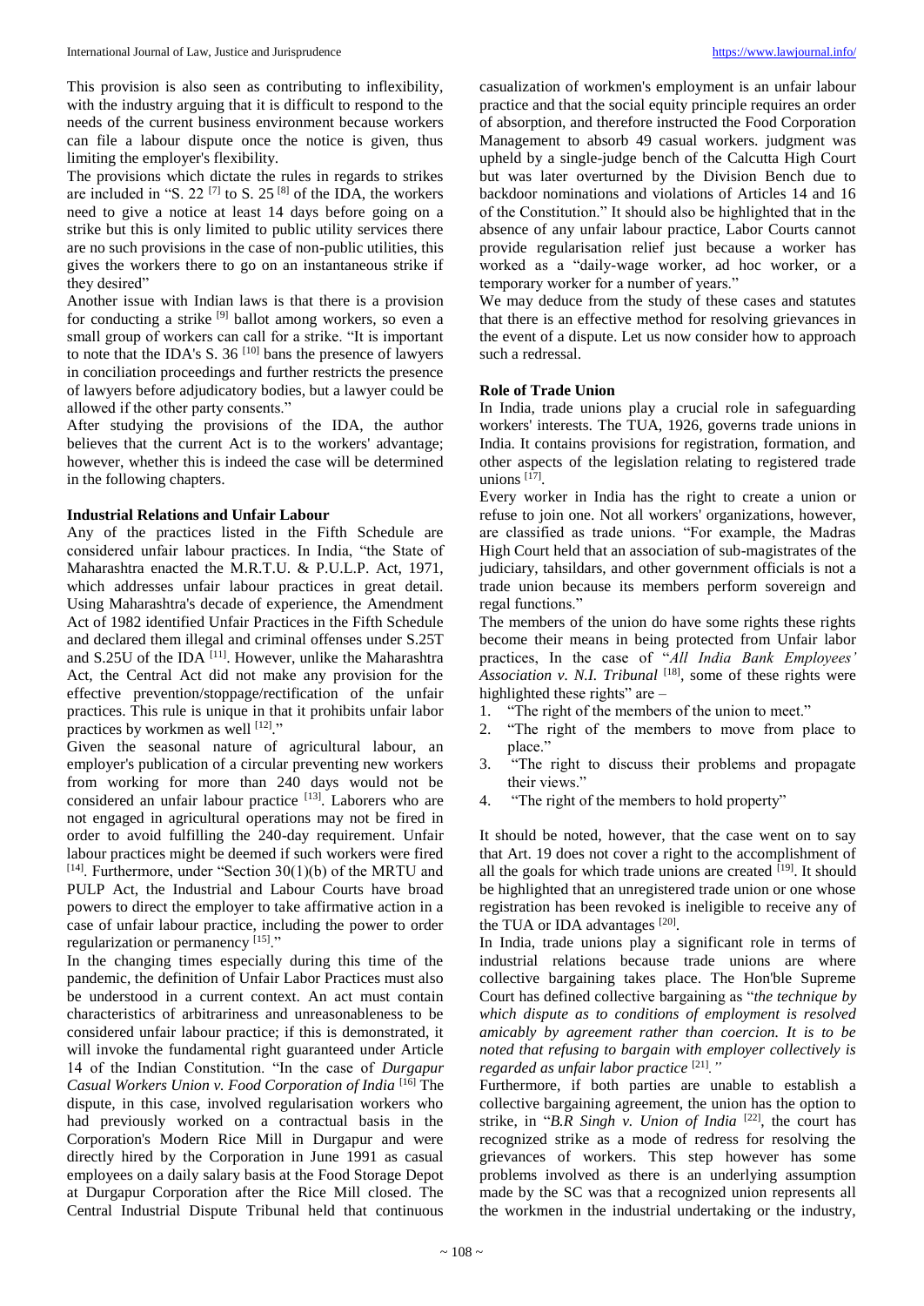This provision is also seen as contributing to inflexibility, with the industry arguing that it is difficult to respond to the needs of the current business environment because workers can file a labour dispute once the notice is given, thus limiting the employer's flexibility.

The provisions which dictate the rules in regards to strikes are included in "S. 22 [7] to S. 25 [8] of the IDA, the workers need to give a notice at least 14 days before going on a strike but this is only limited to public utility services there are no such provisions in the case of non-public utilities, this gives the workers there to go on an instantaneous strike if they desired"

Another issue with Indian laws is that there is a provision for conducting a strike [9] ballot among workers, so even a small group of workers can call for a strike. "It is important to note that the IDA's S. 36 [10] bans the presence of lawyers in conciliation proceedings and further restricts the presence of lawyers before adjudicatory bodies, but a lawyer could be allowed if the other party consents."

After studying the provisions of the IDA, the author believes that the current Act is to the workers' advantage; however, whether this is indeed the case will be determined in the following chapters.

### Industrial Relations and Unfair Labour

Any of the practices listed in the Fifth Schedule are considered unfair labour practices. In India, "the State of Maharashtra enacted the M.R.T.U. & P.U.L.P. Act, 1971, which addresses unfair labour practices in great detail. Using Maharashtra's decade of experience, the Amendment Act of 1982 identified Unfair Practices in the Fifth Schedule and declared them illegal and criminal offenses under S.25T and S.25U of the IDA [11]. However, unlike the Maharashtra Act, the Central Act did not make any provision for the effective prevention/stoppage/rectification of the unfair practices. This rule is unique in that it prohibits unfair labor practices by workmen as well [12]."

Given the seasonal nature of agricultural labour, an employer's publication of a circular preventing new workers from working for more than 240 days would not be considered an unfair labour practice [13]. Laborers who are not engaged in agricultural operations may not be fired in order to avoid fulfilling the 240-day requirement. Unfair labour practices might be deemed if such workers were fired [14]. Furthermore, under "Section 30(1)(b) of the MRTU and PULP Act, the Industrial and Labour Courts have broad powers to direct the employer to take affirmative action in a case of unfair labour practice, including the power to order regularization or permanency [15]."

In the changing times especially during this time of the pandemic, the definition of Unfair Labor Practices must also be understood in a current context. An act must contain characteristics of arbitrariness and unreasonableness to be considered unfair labour practice; if this is demonstrated, it will invoke the fundamental right guaranteed under Article 14 of the Indian Constitution. "In the case of *Durgapur Casual Workers Union v. Food Corporation of India* [16] The dispute, in this case, involved regularisation workers who had previously worked on a contractual basis in the Corporation's Modern Rice Mill in Durgapur and were directly hired by the Corporation in June 1991 as casual employees on a daily salary basis at the Food Storage Depot at Durgapur Corporation after the Rice Mill closed. The Central Industrial Dispute Tribunal held that continuous casualization of workmen's employment is an unfair labour practice and that the social equity principle requires an order of absorption, and therefore instructed the Food Corporation Management to absorb 49 casual workers. judgment was upheld by a single-judge bench of the Calcutta High Court but was later overturned by the Division Bench due to backdoor nominations and violations of Articles 14 and 16 of the Constitution." It should also be highlighted that in the absence of any unfair labour practice, Labor Courts cannot provide regularisation relief just because a worker has worked as a "daily-wage worker, ad hoc worker, or a temporary worker for a number of years."

We may deduce from the study of these cases and statutes that there is an effective method for resolving grievances in the event of a dispute. Let us now consider how to approach such a redressal.

### Role of Trade Union

In India, trade unions play a crucial role in safeguarding workers' interests. The TUA, 1926, governs trade unions in India. It contains provisions for registration, formation, and other aspects of the legislation relating to registered trade unions [17].

Every worker in India has the right to create a union or refuse to join one. Not all workers' organizations, however, are classified as trade unions. "For example, the Madras High Court held that an association of sub-magistrates of the judiciary, tahsildars, and other government officials is not a trade union because its members perform sovereign and regal functions."

The members of the union do have some rights these rights become their means in being protected from Unfair labor practices, In the case of "*All India Bank Employees' Association v. N.I. Tribunal* [18], some of these rights were highlighted these rights" are –

1. "The right of the members of the union to meet."
2. "The right of the members to move from place to place."
3. "The right to discuss their problems and propagate their views."
4. "The right of the members to hold property"

It should be noted, however, that the case went on to say that Art. 19 does not cover a right to the accomplishment of all the goals for which trade unions are created [19]. It should be highlighted that an unregistered trade union or one whose registration has been revoked is ineligible to receive any of the TUA or IDA advantages [20].

In India, trade unions play a significant role in terms of industrial relations because trade unions are where collective bargaining takes place. The Hon'ble Supreme Court has defined collective bargaining as "*the technique by which dispute as to conditions of employment is resolved amicably by agreement rather than coercion. It is to be noted that refusing to bargain with employer collectively is regarded as unfair labor practice* [21]*.*"

Furthermore, if both parties are unable to establish a collective bargaining agreement, the union has the option to strike, in "*B.R Singh v. Union of India* [22], the court has recognized strike as a mode of redress for resolving the grievances of workers. This step however has some problems involved as there is an underlying assumption made by the SC was that a recognized union represents all the workmen in the industrial undertaking or the industry,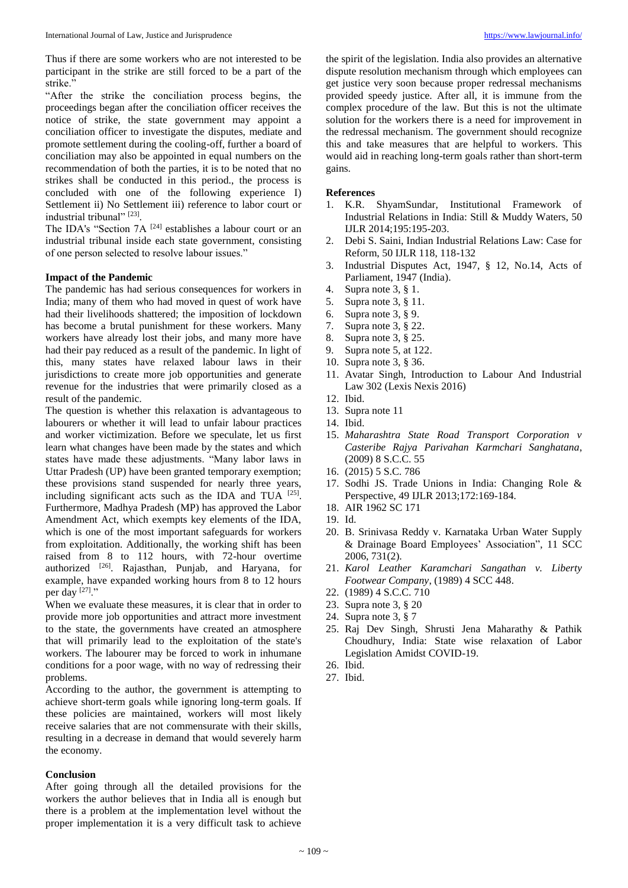Thus if there are some workers who are not interested to be participant in the strike are still forced to be a part of the strike."

"After the strike the conciliation process begins, the proceedings began after the conciliation officer receives the notice of strike, the state government may appoint a conciliation officer to investigate the disputes, mediate and promote settlement during the cooling-off, further a board of conciliation may also be appointed in equal numbers on the recommendation of both the parties, it is to be noted that no strikes shall be conducted in this period., the process is concluded with one of the following experience I) Settlement ii) No Settlement iii) reference to labor court or industrial tribunal" [23].

The IDA's "Section 7A [24] establishes a labour court or an industrial tribunal inside each state government, consisting of one person selected to resolve labour issues."

**Impact of the Pandemic**

The pandemic has had serious consequences for workers in India; many of them who had moved in quest of work have had their livelihoods shattered; the imposition of lockdown has become a brutal punishment for these workers. Many workers have already lost their jobs, and many more have had their pay reduced as a result of the pandemic. In light of this, many states have relaxed labour laws in their jurisdictions to create more job opportunities and generate revenue for the industries that were primarily closed as a result of the pandemic.

The question is whether this relaxation is advantageous to labourers or whether it will lead to unfair labour practices and worker victimization. Before we speculate, let us first learn what changes have been made by the states and which states have made these adjustments. "Many labor laws in Uttar Pradesh (UP) have been granted temporary exemption; these provisions stand suspended for nearly three years, including significant acts such as the IDA and TUA [25]. Furthermore, Madhya Pradesh (MP) has approved the Labor Amendment Act, which exempts key elements of the IDA, which is one of the most important safeguards for workers from exploitation. Additionally, the working shift has been raised from 8 to 112 hours, with 72-hour overtime authorized [26]. Rajasthan, Punjab, and Haryana, for example, have expanded working hours from 8 to 12 hours per day [27]."

When we evaluate these measures, it is clear that in order to provide more job opportunities and attract more investment to the state, the governments have created an atmosphere that will primarily lead to the exploitation of the state's workers. The labourer may be forced to work in inhumane conditions for a poor wage, with no way of redressing their problems.

According to the author, the government is attempting to achieve short-term goals while ignoring long-term goals. If these policies are maintained, workers will most likely receive salaries that are not commensurate with their skills, resulting in a decrease in demand that would severely harm the economy.

**Conclusion**

After going through all the detailed provisions for the workers the author believes that in India all is enough but there is a problem at the implementation level without the proper implementation it is a very difficult task to achieve the spirit of the legislation. India also provides an alternative dispute resolution mechanism through which employees can get justice very soon because proper redressal mechanisms provided speedy justice. After all, it is immune from the complex procedure of the law. But this is not the ultimate solution for the workers there is a need for improvement in the redressal mechanism. The government should recognize this and take measures that are helpful to workers. This would aid in reaching long-term goals rather than short-term gains.

**References**

1. K.R. ShyamSundar, Institutional Framework of Industrial Relations in India: Still & Muddy Waters, 50 IJLR 2014;195:195-203.
2. Debi S. Saini, Indian Industrial Relations Law: Case for Reform, 50 IJLR 118, 118-132
3. Industrial Disputes Act, 1947, § 12, No.14, Acts of Parliament, 1947 (India).
4. Supra note 3, § 1.
5. Supra note 3, § 11.
6. Supra note 3, § 9.
7. Supra note 3, § 22.
8. Supra note 3, § 25.
9. Supra note 5, at 122.
10. Supra note 3, § 36.
11. Avatar Singh, Introduction to Labour And Industrial Law 302 (Lexis Nexis 2016)
12. Ibid.
13. Supra note 11
14. Ibid.
15. *Maharashtra State Road Transport Corporation v Casteribe Rajya Parivahan Karmchari Sanghatana*, (2009) 8 S.C.C. 55
16. (2015) 5 S.C. 786
17. Sodhi JS. Trade Unions in India: Changing Role & Perspective, 49 IJLR 2013;172:169-184.
18. AIR 1962 SC 171
19. Id.
20. B. Srinivasa Reddy v. Karnataka Urban Water Supply & Drainage Board Employees' Association", 11 SCC 2006, 731(2).
21. *Karol Leather Karamchari Sangathan v. Liberty Footwear Company*, (1989) 4 SCC 448.
22. (1989) 4 S.C.C. 710
23. Supra note 3, § 20
24. Supra note 3, § 7
25. Raj Dev Singh, Shrusti Jena Maharathy & Pathik Choudhury, India: State wise relaxation of Labor Legislation Amidst COVID-19.
26. Ibid.
27. Ibid.